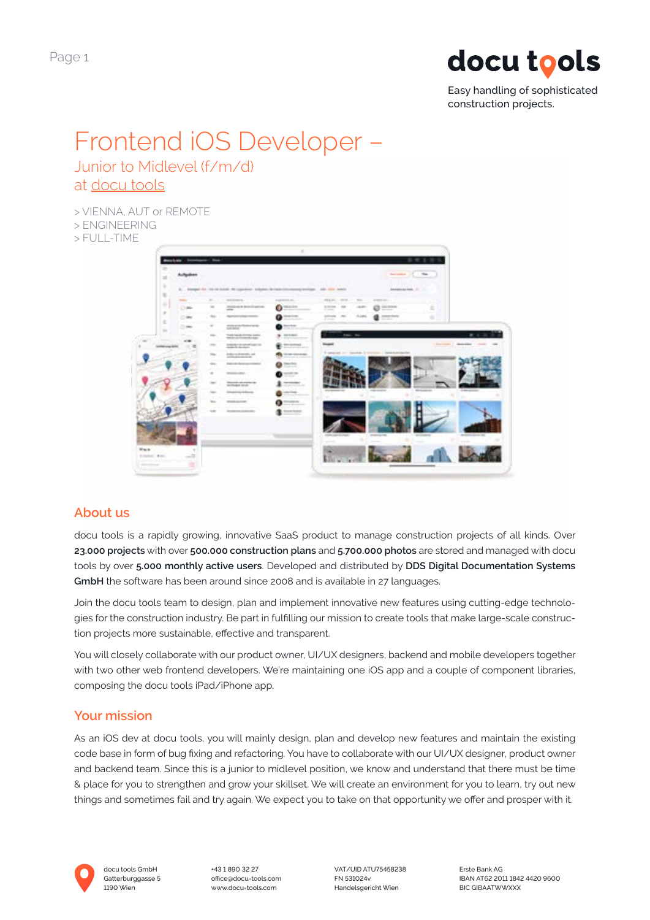docu tools

Easy handling of sophisticated construction projects.

# Frontend iOS Developer –

## Junior to Midlevel (f/m/d)
## at docu tools

> VIENNA, AUT or REMOTE
> ENGINEERING
> FULL-TIME

## About us

docu tools is a rapidly growing, innovative SaaS product to manage construction projects of all kinds. Over **23.000 projects** with over **500.000 construction plans** and **5.700.000 photos** are stored and managed with docu tools by over **5.000 monthly active users**. Developed and distributed by **DDS Digital Documentation Systems GmbH** the software has been around since 2008 and is available in 27 languages.

Join the docu tools team to design, plan and implement innovative new features using cutting-edge technologies for the construction industry. Be part in fulfilling our mission to create tools that make large-scale construction projects more sustainable, effective and transparent.

You will closely collaborate with our product owner, UI/UX designers, backend and mobile developers together with two other web frontend developers. We're maintaining one iOS app and a couple of component libraries, composing the docu tools iPad/iPhone app.

## Your mission

As an iOS dev at docu tools, you will mainly design, plan and develop new features and maintain the existing code base in form of bug fixing and refactoring. You have to collaborate with our UI/UX designer, product owner and backend team. Since this is a junior to midlevel position, we know and understand that there must be time & place for you to strengthen and grow your skillset. We will create an environment for you to learn, try out new things and sometimes fail and try again. We expect you to take on that opportunity we offer and prosper with it.

docu tools GmbH
Gatterburggasse 5
1190 Wien

+43 1 890 32 27
office@docu-tools.com
www.docu-tools.com

VAT/UID ATU75458238
FN 531024v
Handelsgericht Wien

Erste Bank AG
IBAN AT62 2011 1842 4420 9600
BIC GIBAATWWXXX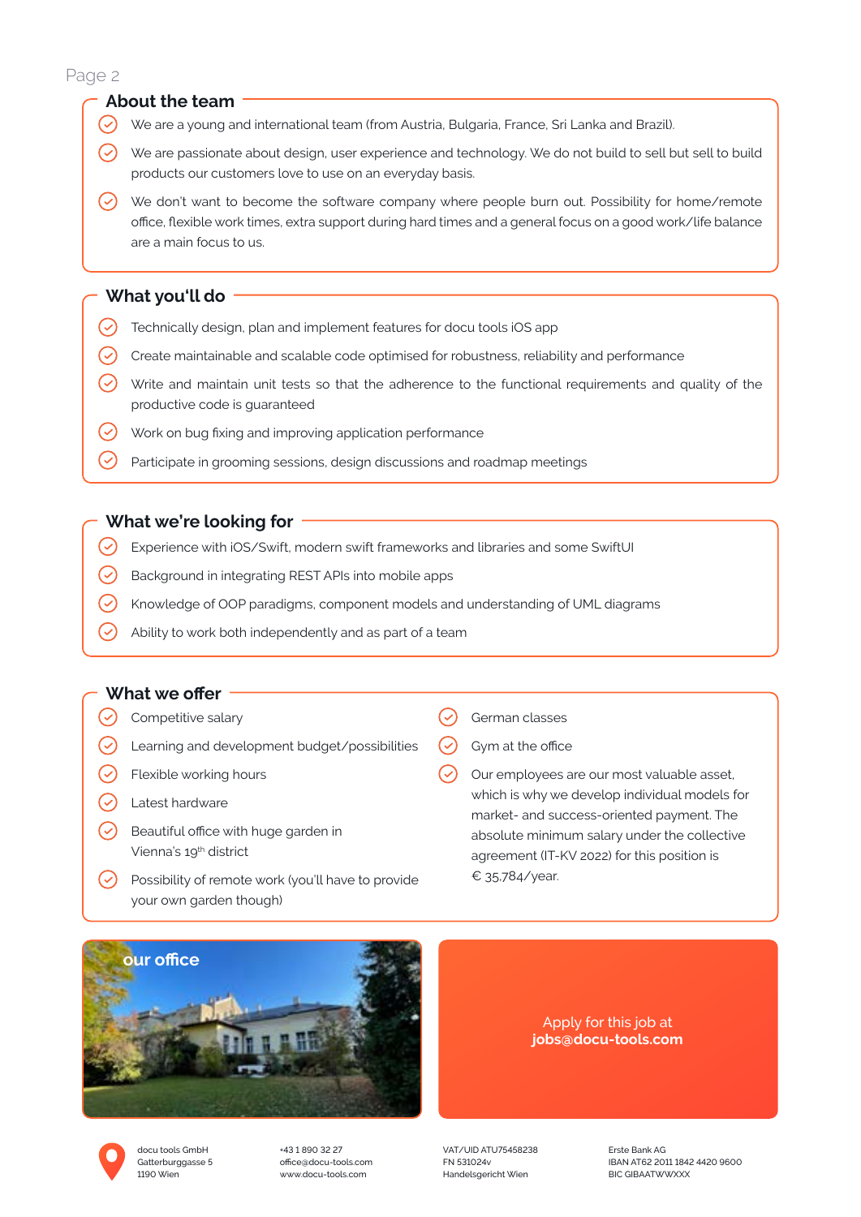## About the team

- We are a young and international team (from Austria, Bulgaria, France, Sri Lanka and Brazil).
- We are passionate about design, user experience and technology. We do not build to sell but sell to build products our customers love to use on an everyday basis.
- We don't want to become the software company where people burn out. Possibility for home/remote office, flexible work times, extra support during hard times and a general focus on a good work/life balance are a main focus to us.

## What you'll do

- Technically design, plan and implement features for docu tools iOS app
- Create maintainable and scalable code optimised for robustness, reliability and performance
- Write and maintain unit tests so that the adherence to the functional requirements and quality of the productive code is guaranteed
- Work on bug fixing and improving application performance
- Participate in grooming sessions, design discussions and roadmap meetings

## What we're looking for

- Experience with iOS/Swift, modern swift frameworks and libraries and some SwiftUI
- Background in integrating REST APIs into mobile apps
- Knowledge of OOP paradigms, component models and understanding of UML diagrams
- Ability to work both independently and as part of a team

## What we offer

- Competitive salary
- Learning and development budget/possibilities
- Flexible working hours
- Latest hardware
- Beautiful office with huge garden in Vienna's 19th district
- Possibility of remote work (you'll have to provide your own garden though)
- German classes
- Gym at the office
- Our employees are our most valuable asset, which is why we develop individual models for market- and success-oriented payment. The absolute minimum salary under the collective agreement (IT-KV 2022) for this position is € 35.784/year.

our office

Apply for this job at
**jobs@docu-tools.com**

docu tools GmbH
Gatterburggasse 5
1190 Wien

+43 1 890 32 27
office@docu-tools.com
www.docu-tools.com

VAT/UID ATU75458238
FN 531024v
Handelsgericht Wien

Erste Bank AG
IBAN AT62 2011 1842 4420 9600
BIC GIBAATWWXXX